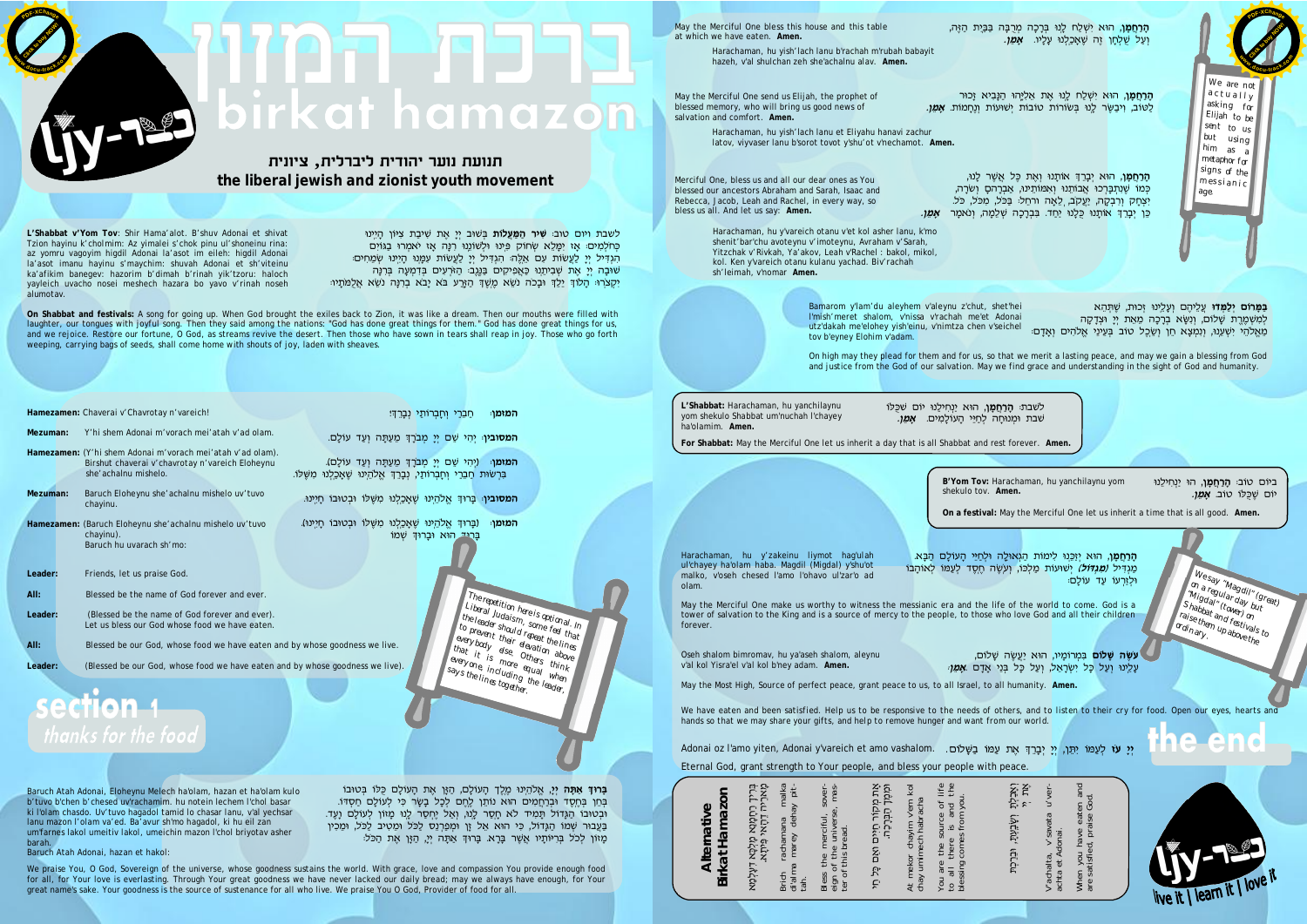# ברכת המזון

# birkat hamazon

## תנועת נוער יהודית ליברלית, ציונית

## the liberal jewish and zionist youth movement

לשבת ויום טוב: **שִׁיר הַמַּעֲלוֹת** בְּשׁוּב יְיָ אֶת שִׁיבַת צִיּוֹן הָיִינוּ כְּחֹלְמִים: אָז יִמָּלֵא שְׂחוֹק פִּינוּ וּלְשׁוֹנֵנוּ רִנָּה אָז יֹאמְרוּ בַגּוֹיִם הִגְדִּיל יְיָ לַעֲשׂוֹת עִם אֵלֶּה: הִגְדִּיל יְיָ לַעֲשׂוֹת עִמָּנוּ הָיִינוּ שְׂמֵחִים: שׁוּבָה יְיָ אֶת שְׁבִיתֵנוּ כַּאֲפִיקִים בַּנֶּגֶב: הַזֹּרְעִים בְּדִמְעָה בְּרִנָּה יִקְצֹרוּ: הָלוֹךְ יֵלֵךְ וּבָכֹה נֹשֵׂא מֶשֶׁךְ הַזָּרַע בֹּא יָבֹא בְרִנָּה נֹשֵׂא אֲלֻמֹּתָיו:

**L'Shabbat v'Yom Tov**: Shir Hama'alot: B'shuv Adonai et shivat Tzion hayinu k'cholmim: Az yimalei s'chok pinu ul'shoneinu rina: az yomru vagoyim higdil Adonai la'asot im eileh: higdil Adonai la'asot imanu hayinu s'meichim: shuvah Adonai et sh'viteinu ka'afikim banegev: hazorim b'dimah b'rinah yik'tzoru: haloch yeileich uvacho nosei meshech hazara bo yavo v'rinah nosei alumotav.

**On Shabbat and festivals:** A song for going up. When God brought the exiles back to Zion, it was like a dream. Then our mouths were filled with laughter, our tongues with joyful song. Then they said among the nations: "God has done great things for them." God has done great things for us, and we rejoice. Restore our fortune, O God, as streams revive the desert. Then those who have sown in tears shall reap in joy. Those who go forth weeping, carrying bags of seeds, shall come home with shouts of joy, laden with sheaves.

| | | |
|---|---|---|
| **Hamezamen:** Chaverai v'Chavrotay n'vareich! | חֲבֵרַי וְחַבְרוֹתַי נְבָרֵךְ! | **המזמן:** |
| **Mezuman:** Y'hi shem Adonai m'vorach mei'atah v'ad olam. | יְהִי שֵׁם יְיָ מְבֹרָךְ מֵעַתָּה וְעַד עוֹלָם. | **המסובין:** |
| **Hamezamen:** (Y'hi shem Adonai m'vorach mei'atah v'ad olam). Birshut chaverai v'chavrotay n'vareich Eloheynu she'achalnu mishelo. | (יְהִי שֵׁם יְיָ מְבֹרָךְ מֵעַתָּה וְעַד עוֹלָם). בִּרְשׁוּת חֲבֵרַי וְחַבְרוֹתַי, נְבָרֵךְ אֱלֹהֵינוּ שֶׁאָכַלְנוּ מִשֶּׁלּוֹ. | **המזמן:** |
| **Mezuman:** Baruch Eloheynu she'achalnu mishelo uv'tuvo chayinu. | בָּרוּךְ אֱלֹהֵינוּ שֶׁאָכַלְנוּ מִשֶּׁלּוֹ וּבְטוּבוֹ חָיִינוּ. | **המסובין:** |
| **Hamezamen:** (Baruch Eloheynu she'achalnu mishelo uv'tuvo chayinu). Baruch hu uvaruch sh'mo: | (בָּרוּךְ אֱלֹהֵינוּ שֶׁאָכַלְנוּ מִשֶּׁלּוֹ וּבְטוּבוֹ חָיִינוּ). בָּרוּךְ הוּא וּבָרוּךְ שְׁמוֹ | **המזמן:** |

| | |
|---|---|
| **Leader:** | Friends, let us praise God. |
| **All:** | Blessed be the name of God forever and ever. |
| **Leader:** | (Blessed be the name of God forever and ever). Let us bless our God whose food we have eaten. |
| **All:** | Blessed be our God, whose food we have eaten and by whose goodness we live. |
| **Leader:** | (Blessed be our God, whose food we have eaten and by whose goodness we live). |

*The repetition here is optional. In Liberal Judaism, some feel that the leader should repeat the lines to prevent their elevation above everybody else. Others think that it is more equal when everyone, including the leader, says the lines together.*

## section 1
### thanks for the food

**בָּרוּךְ אַתָּה** יְיָ, אֱלֹהֵינוּ מֶלֶךְ הָעוֹלָם, הַזָּן אֶת הָעוֹלָם כֻּלּוֹ בְּטוּבוֹ בְּחֵן בְּחֶסֶד וּבְרַחֲמִים הוּא נוֹתֵן לֶחֶם לְכָל בָּשָׂר כִּי לְעוֹלָם חַסְדּוֹ. וּבְטוּבוֹ הַגָּדוֹל תָּמִיד לֹא חָסַר לָנוּ, וְאַל יֶחְסַר לָנוּ מָזוֹן לְעוֹלָם וָעֶד. בַּעֲבוּר שְׁמוֹ הַגָּדוֹל, כִּי הוּא אֵל זָן וּמְפַרְנֵס לַכֹּל וּמֵטִיב לַכֹּל, וּמֵכִין מָזוֹן לְכָל בְּרִיּוֹתָיו אֲשֶׁר בָּרָא. בָּרוּךְ אַתָּה יְיָ, הַזָּן אֶת הַכֹּל:

Baruch Atah Adonai, Eloheynu Melech ha'olam, hazan et ha'olam kulo b'tuvo b'chen b'chesed uv'rachamim. hu notein lechem l'chol basar ki l'olam chasdo. Uv'tuvo hagadol tamid lo chasar lanu v'al yechsar lanu mazon l'olam va'ed. Ba'avur sh'mo hagadol, ki hu eil zan umfarnes lakol umeitiv lakol, umeichin mazon l'chol briyotav asher barah.
Baruch Atah Adonai, hazan et hakol:

We praise You, O God, Sovereign of the universe, whose goodness sustains the world. With grace, love and compassion You provide enough food for all, for Your love is everlasting. Through Your great goodness we have never lacked our daily bread; may we always have enough, for Your great name's sake. Your goodness is the source of sustenance for all who live. We praise You O God, Provider of food for all.

---

**הָרַחֲמָן**, הוּא יִשְׁלַח לָנוּ בְּרָכָה מְרֻבָּה בַּבַּיִת הַזֶּה, וְעַל שֻׁלְחָן זֶה שֶׁאָכַלְנוּ עָלָיו. **אָמֵן.**

May the Merciful One bless this house and this table at which we have eaten. **Amen.**

Harachaman, hu yish'lach lanu b'rachah m'rubah babayit hazeh, v'al shulchan zeh she'achalnu alav. **Amen.**

**הָרַחֲמָן**, הוּא יִשְׁלַח לָנוּ אֶת אֵלִיָּהוּ הַנָּבִיא זָכוּר לַטּוֹב, וִיבַשֶּׂר לָנוּ בְּשׂוֹרוֹת טוֹבוֹת יְשׁוּעוֹת וְנֶחָמוֹת. **אָמֵן.**

May the Merciful One send us Elijah, the prophet of blessed memory, who will bring us good news of salvation and comfort. **Amen.**

Harachaman, hu yish'lach lanu et Eliyahu hanavi zachur latov, viyvaser lanu b'sorot tovot y'shu'ot v'nechamot. **Amen.**

*We are not actually asking for Elijah to be sent to us but using him as a metaphor for signs of the messianic age.*

**הָרַחֲמָן**, הוּא יְבָרֵךְ אוֹתָנוּ וְאֶת כָּל אֲשֶׁר לָנוּ, כְּמוֹ שֶׁנִּתְבָּרְכוּ אֲבוֹתֵינוּ וְאִמּוֹתֵינוּ, אַבְרָהָם וְשָׂרָה, יִצְחָק וְרִבְקָה, יַעֲקֹב, לֵאָה וְרָחֵל: בַּכֹּל, מִכֹּל, כֹּל. כֵּן יְבָרֵךְ אוֹתָנוּ כֻּלָּנוּ יַחַד. בִּבְרָכָה שְׁלֵמָה, וְנֹאמַר **אָמֵן.**

Merciful One, bless us and all our dear ones as You blessed our ancestors Abraham and Sarah, Isaac and Rebecca, Jacob, Leah and Rachel, in every way, so bless us all. And let us say: **Amen.**

Harachaman, hu y'vareich otanu v'et kol asher lanu, k'mo shenit'bar'chu avoteynu v'imoteynu, Avraham v'Sarah, Yitzchak v'Rivkah, Ya'akov, Leah v'Rachel : bakol, mikol, kol. Ken y'vareich otanu kulanu yachad. Biv'rachah sh'leimah, v'nomar **Amen.**

**בַּמָּרוֹם יְלַמְּדוּ** עֲלֵיהֶם וְעָלֵינוּ זְכוּת, שֶׁתְּהֵא לְמִשְׁמֶרֶת שָׁלוֹם, וְנִשָּׂא בְרָכָה מֵאֵת יְיָ וּצְדָקָה מֵאֱלֹהֵי יִשְׁעֵנוּ, וְנִמְצָא חֵן וְשֵׂכֶל טוֹב בְּעֵינֵי אֱלֹהִים וְאָדָם:

Bamarom y'lam'du aleyhem v'aleynu z'chut, shet'hei l'mish'meret shalom, v'nissa v'rachah me'et Adonai utz'dakah me'elohey yish'einu, v'nimtza chen v'seichel tov b'eyney Elohim v'adam.

On high may they plead for them and for us, so that we merit a lasting peace, and may we gain a blessing from God and justice from the God of our salvation. May we find grace and understanding in the sight of God and humanity.

לשבת: **הָרַחֲמָן**, הוּא יַנְחִילֵנוּ יוֹם שֶׁכֻּלּוֹ שַׁבָּת וּמְנוּחָה לְחַיֵּי הָעוֹלָמִים. **אָמֵן.**

**L'Shabbat:** Harachaman, hu yanchilaynu yom shekulo Shabbat um'nuchah l'chayey ha'olamim. **Amen.**

**For Shabbat:** May the Merciful One let us inherit a day that is all Shabbat and rest forever. **Amen.**

ביום טוב: **הָרַחֲמָן**, הוּא יַנְחִילֵנוּ יוֹם שֶׁכֻּלּוֹ טוֹב. **אָמֵן.**

**B'Yom Tov:** Harachaman, hu yanchilaynu yom shekulo tov. **Amen.**

**On a festival:** May the Merciful One let us inherit a time that is all good. **Amen.**

**הָרַחֲמָן**, הוּא יְזַכֵּנוּ לִימוֹת הַגְּאֻלָּה וּלְחַיֵּי הָעוֹלָם הַבָּא. מַגְדִּיל **(מִגְדּוֹל)** יְשׁוּעוֹת מַלְכּוֹ, וְעֹשֶׂה חֶסֶד לְעַמּוֹ לְאֹהֲבָיו וּלְזַרְעוֹ עַד עוֹלָם.

Harachaman, hu y'zakeinu liymot hag'ulah ul'chayey ha'olam haba. Magdil (Migdal) y'shu'ot malko, v'oseh chesed l'amo l'ohavo ul'zar'o ad olam.

May the Merciful One make us worthy to witness the messianic era and the life of the world to come. God is a tower of salvation to the King and is a source of mercy to the people, to those who love God and all their children forever.

*We say "Magdil" (great) on a regular day but "Migdal" (tower) on Shabbat and festivals to raise them up above the ordinary.*

**עֹשֶׂה שָׁלוֹם** בִּמְרוֹמָיו, הוּא יַעֲשֶׂה שָׁלוֹם, עָלֵינוּ וְעַל כָּל יִשְׂרָאֵל, וְעַל כָּל בְּנֵי אָדָם. **אָמֵן.**

Oseh shalom bimromav, hu ya'aseh shalom, aleynu v'al kol Yisra'el v'al kol b'ney adam. **Amen.**

May the Most High, Source of perfect peace, grant peace to us, to all Israel, to all humanity. **Amen.**

We have eaten and been satisfied. Help us to be responsive to the needs of others, and to listen to their cry for food. Open our eyes, hearts and hands so that we may share your gifts, and help to remove hunger and want from our world.

**יְיָ עֹז** לְעַמּוֹ יִתֵּן, יְיָ יְבָרֵךְ אֶת עַמּוֹ בַשָּׁלוֹם.

Adonai oz l'amo yiten, Adonai y'vareich et amo vashalom.

Eternal God, grant strength to Your people, and bless your people with peace.

## the end

### Alternative Birkat Hamazon

בְּרִיךְ רַחֲמָנָא מַלְכָּא דְעָלְמָא מָארֵיהּ דְּהַאי פִּיתָּא.

Brich rachamana malka d'alma marey dehay pi-tah.

Bless the merciful, sovereign of the universe, master of this bread.

אַתָּה מְקוֹר חַיִּים לְכָל חַי וּמִמְּךָ הַבְּרָכָה.

At mekor chayim l'chol chay umimech habracha

You are the source of life to all there is and the blessing comes from you.

וְאָכַלְתָּ, וְשָׂבָעְתָּ, וּבֵרַכְתָּ אֶת יְיָ.

V'achalta, v'savata, u'ver-achta et Adonai.

When you have eaten and are satisfied, praise God.

live it | learn it | love it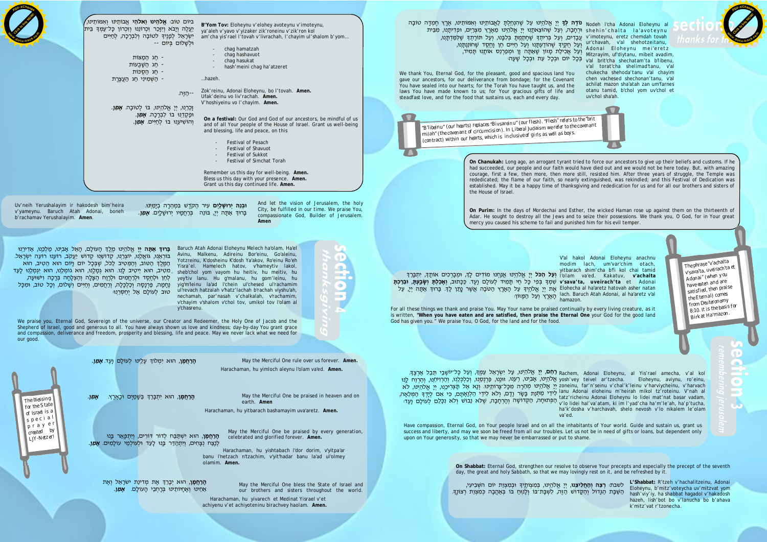## Section 5 — thanks for the land

נוֹדֶה לְּךָ יְיָ אֱלֹהֵינוּ עַל שֶׁהִנְחַלְתָּ לַאֲבוֹתֵינוּ וְאִמּוֹתֵינוּ, אֶרֶץ חֶמְדָּה טוֹבָה וּרְחָבָה, וְעַל שֶׁהוֹצֵאתָנוּ יְיָ אֱלֹהֵינוּ מֵאֶרֶץ מִצְרַיִם, וּפְדִיתָנוּ, מִבֵּית עֲבָדִים, וְעַל בְּרִיתְךָ שֶׁחָתַמְתָּ בְּלִבֵּנוּ, וְעַל תּוֹרָתְךָ שֶׁלִּמַּדְתָּנוּ, וְעַל חֻקֶּיךָ שֶׁהוֹדַעְתָּנוּ וְעַל חַיִּים חֵן וָחֶסֶד שֶׁחוֹנַנְתָּנוּ, וְעַל אֲכִילַת מָזוֹן שָׁאַתָּה זָן וּמְפַרְנֵס אוֹתָנוּ תָּמִיד, בְּכָל יוֹם וּבְכָל עֵת וּבְכָל שָׁעָה׃

Nodeh l'cha Adonai Eloheynu al shehin'chalta la'avoteynu v'imoteynu, eretz chemdah tovah ur'chavah, v'al shehotzeitanu, Adonai Eloheynu mei'eretz Mitzrayim, uf'diytanu, mibeit avadim, v'al brit'cha shechatam'ta b'libenu, v'al torat'cha shelimad'tanu, v'al chukecha shehoda'tanu v'al chayim chen vachesed shechonan'tanu, v'al achilat mazon sha'atah zan um'farnes otanu tamid, b'chol yom uv'chol et uv'chol sha'ah.

We thank You, Eternal God, for the pleasant, good and spacious land You gave our ancestors, for our deliverance from bondage; for the Covenant You have sealed into our hearts; for the Torah You have taught us, and the laws You have made known to us; for Your precious gifts of life and steadfast love, and for the food that sustains us, each and every day.

*"B'libeinu" (our hearts) replaces "Bivsareinu" (our flesh). "Flesh" refers to the "brit milah" (the covenant of circumcision). In Liberal Judaism we refer to the covenant (contract) within our hearts, which is inclusive of girls as well as boys.*

**On Chanukah:** Long ago, an arrogant tyrant tried to force our ancestors to give up their beliefs and customs. If he had succeeded, our people and our faith would have died out and we would not be here today. But, with amazing courage, first a few, then more, then more still, resisted him. After three years of struggle, the Temple was rededicated; the flame of our faith, so nearly extinguished, was rekindled; and this Festival of Dedication was established. May it be a happy time of thanksgiving and rededication for us and for all our brothers and sisters of the House of Israel.

**On Purim:** In the days of Mordechai and Esther, the wicked Haman rose up against them on the thirteenth of Adar. He sought to destroy all the Jews and to seize their possessions. We thank you, O God, for in Your great mercy you caused his scheme to fail and punished him for his evil temper.

**וְעַל הַכֹּל** יְיָ אֱלֹהֵינוּ אֲנַחְנוּ מוֹדִים לָךְ, וּמְבָרְכִים אוֹתָךְ, יִתְבָּרַךְ שִׁמְךָ בְּפִי כָּל חַי תָּמִיד לְעוֹלָם וָעֶד. כַּכָּתוּב, **וְאָכַלְתָּ וְשָׂבָעְתָּ, וּבֵרַכְתָּ** אֶת יְיָ אֱלֹהֶיךָ עַל הָאָרֶץ הַטּוֹבָה אֲשֶׁר נָתַן לָךְ. בָּרוּךְ אַתָּה יְיָ, עַל הָאָרֶץ וְעַל הַמָּזוֹן׃

V'al hakol Adonai Eloheynu anachnu modim lach, um'var'chim otach, yitbarach shim'cha b'fi kol chai tamid l'olam va'ed. Kakatuv, **v'achalta v'sava'ta, uveirach'ta** et Adonai Elohecha al ha'aretz hatovah asher natan lach. Baruch Atah Adonai, al ha'aretz v'al hamazon.

For all these things we thank and praise You. May Your name be praised continually by every living creature, as it is written, "**When you have eaten and are satisfied, then praise the Eternal One** your God for the good land God has given you." We praise You, O God, for the land and for the food.

*The phrase "v'achalta v'sava'ta, uveirach'ta et Adonai" (when you have eaten and are satisfied, then praise the Eternal) comes from Deuteronomy 8:10. It is the basis for Birkat Ha'mazon.*

## Section 3 — remembering jerusalem

**רַחֵם**, יְיָ אֱלֹהֵינוּ, עַל יִשְׂרָאֵל עַמֶּךָ, וְעַל כָּל־יוֹשְׁבֵי תֵּבֵל אַרְצֶךָ. אֱלֹהֵינוּ, אָבִינוּ, רְעֵנוּ, זוּנֵנוּ, פַּרְנְסֵנוּ, וְכַלְכְּלֵנוּ, וְהַרְוִיחֵנוּ, וְהַרְוַח לָנוּ יְיָ אֱלֹהֵינוּ מְהֵרָה מִכָּל־צָרוֹתֵינוּ. וְנָא אַל תַּצְרִיכֵנוּ, יְיָ אֱלֹהֵינוּ, לֹא לִידֵי מַתְּנַת בָּשָׂר וָדָם, וְלֹא לִידֵי הַלְוָאָתָם, כִּי אִם לְיָדְךָ הַמְּלֵאָה, הַפְּתוּחָה, הַקְּדוֹשָׁה וְהָרְחָבָה, שֶׁלֹּא נֵבוֹשׁ וְלֹא נִכָּלֵם לְעוֹלָם וָעֶד׃

Rachem, Adonai Eloheynu, al Yis'rael amecha, v'al kol yosh'vey teivel ar'tzecha. Eloheynu, avinu, ro'einu, zoneinu, par'n'seinu v'chal'k'leinu v'harviycheinu, v'harvach lanu Adonai eloheinu m'heirah mikol tz'roteinu. V'nah al tatz'richeinu Adonai Eloheynu lo lidei mat'nat basar vadam, v'lo lidei hal'va'atam, ki im l'yad'cha ham'le'ah, ha'p'tucha, ha'k'dosha v'harchavah, shelo nevosh v'lo nikalem le'olam va'ed.

Have compassion, Eternal God, on Your people Israel and on all the inhabitants of Your world. Guide and sustain us, grant us success and liberty, and may we soon be freed from all our troubles. Let us not be in need of gifts or loans, but dependent only upon on Your generosity, so that we may never be embarrassed or put to shame.

**On Shabbat:** Eternal God, strengthen our resolve to observe Your precepts and especially the precept of the seventh day, the great and holy Sabbath, so that we may lovingly rest on it, and be refreshed by it.

לְשַׁבָּת: **רְצֵה וְהַחֲלִיצֵנוּ**, יְיָ אֱלֹהֵינוּ, בְּמִצְוֹתֶיךָ וּבְמִצְוַת יוֹם הַשְּׁבִיעִי, הַשַּׁבָּת הַגָּדוֹל וְהַקָּדוֹשׁ הַזֶּה, לִשְׁבָּת־בּוֹ וְלָנוּחַ בּוֹ בְּאַהֲבָה כְּמִצְוַת רְצוֹנֶךָ׃

**L'Shabbat:** R'tzeh v'hachalitzeinu, Adonai Eloheynu, b'mitz'voteycha uv'mitzvat yom hash'viy'iy, ha shabbat hagadol v'hakadosh hazeh, lish'bot bo v'lanucha bo b'ahava k'mitz'vat r'tzonecha.

## Festivals

ביום טוב: **אֱלֹהֵינוּ וֵאלֹהֵי** אֲבוֹתֵינוּ וְאִמּוֹתֵינוּ, יַעֲלֶה וְיָבֹא וְיִזָּכֵר זִכְרוֹנֵנוּ וְזִכְרוֹן כָּל־עַמְּךָ בֵּית יִשְׂרָאֵל לְפָנֶיךָ לְטוֹבָה וְלִבְרָכָה, לְחַיִּים וּלְשָׁלוֹם בְּיוֹם --

- חַג הַמַּצּוֹת
- חַג הַשָּׁבֻעוֹת
- חַג הַסֻּכּוֹת
- הַשְּׁמִינִי חַג הָעֲצֶרֶת

--הַזֶּה.

זָכְרֵנוּ, יְיָ אֱלֹהֵינוּ, בּוֹ לְטוֹבָה. **אָמֵן.**
וּפָקְדֵנוּ בוֹ לִבְרָכָה. **אָמֵן.**
וְהוֹשִׁיעֵנוּ בוֹ לְחַיִּים. **אָמֵן.**

**B'Yom Tov:** Eloheynu v'elohey avoteynu v'imoteynu, ya'aleh v'yavo v'yizaker zik'roneinu v'zik'ron kol am'cha yis'rael l'tovah v'livrachah, l'chayim ul'shalom b'yom...

- chag hamatzah
- chag hashavuot
- chag hasukat
- hash'meini chag ha'atzeret

...hazeh.

Zok'reinu, Adonai Eloheynu, bo l'tovah. **Amen.**
Ufak'deinu vo liv'rachah. **Amen.**
V'hoshiyeinu vo l'chayim. **Amen.**

**On a festival:** Our God and God of our ancestors, be mindful of us and of all Your people of the House of Israel. Grant us well-being and blessing, life and peace, on this

- Festival of Pesach
- Festival of Shavuot
- Festival of Sukkot
- Festival of Simchat Torah

Remember us this day for well-being. **Amen.**
Bless us this day with your presence. **Amen.**
Grant us this day continued life. **Amen.**

**וּבְנֵה יְרוּשָׁלַיִם** עִיר הַקֹּדֶשׁ בִּמְהֵרָה בְיָמֵינוּ. בָּרוּךְ אַתָּה יְיָ, בּוֹנֵה בְּרַחֲמָיו יְרוּשָׁלָיִם. **אָמֵן.**

Uv'neih Yerushalayim ir hakodesh bim'heira v'yameynu. Baruch Atah Adonai, boneh b'rachamav Yerushalayim. **Amen**.

And let the vision of Jerusalem, the holy City, be fulfilled in our time. We praise You, compassionate God, Builder of Jerusalem. **Amen**

## Section 4 — thanksgiving

**בָּרוּךְ אַתָּה יְיָ** אֱלֹהֵינוּ מֶלֶךְ הָעוֹלָם, הָאֵל אָבִינוּ, מַלְכֵּנוּ, אַדִּירֵנוּ בּוֹרְאֵנוּ, גּוֹאֲלֵנוּ, יוֹצְרֵנוּ, קְדוֹשֵׁנוּ קְדוֹשׁ יַעֲקֹב, רוֹעֵנוּ רוֹעֵה יִשְׂרָאֵל. הַמֶּלֶךְ הַטּוֹב, וְהַמֵּטִיב לַכֹּל, שֶׁבְּכָל יוֹם וָיוֹם הוּא הֵטִיב, הוּא מֵטִיב, הוּא יֵיטִיב לָנוּ. הוּא גְמָלָנוּ, הוּא גוֹמְלֵנוּ, הוּא יִגְמְלֵנוּ לָעַד לְחֵן וּלְחֶסֶד וּלְרַחֲמִים וּלְרֶוַח הַצָּלָה וְהַצְלָחָה בְּרָכָה וִישׁוּעָה, נֶחָמָה, פַּרְנָסָה וְכַלְכָּלָה, וְרַחֲמִים, וְחַיִּים וְשָׁלוֹם, וְכָל טוֹב, וּמִכָּל טוּב לְעוֹלָם אַל יְחַסְּרֵנוּ׃

Baruch Atah Adonai Eloheynu Melech ha'olam, Ha'el Avinu, Malkenu, Adireinu Bor'einu, Go'aleinu, Yotzreinu, K'dosheinu K'dosh Ya'akov, Ro'einu Ro'eh Yisra'el. Hamelech hatov, v'hameytiv lakol, sheb'chol yom vayom hu heitiv, hu meitiv, hu yey'tiv lanu. Hu g'malanu, hu gom'leinu, hu yig'm'leinu la'ad l'chein ul'chesed ul'rachamim ul'revach hatzalah v'hatz'lachah b'rachah viyshu'ah, nechamah, par'nasah v'chalkalah, v'rachamim, v'chayim v'shalom v'chol tov, umikol tov l'olam al y'chasrenu.

We praise you, Eternal God, Sovereign of the universe, our Creator and Redeemer, the Holy One of Jacob and the Shepherd of Israel, good and generous to all. You have always shown us love and kindness; day-by-day You grant grace and compassion, deliverance and freedom, prosperity and blessing, life and peace. May we never lack what we need for our good.

**הָרַחֲמָן**, הוּא יִמְלֹךְ עָלֵינוּ לְעוֹלָם וָעֶד. **אָמֵן.**

May the Merciful One rule over us forever. **Amen.**

Harachaman, hu yimloch aleynu l'olam va'ed. **Amen.**

**הָרַחֲמָן**, הוּא יִתְבָּרַךְ בַּשָּׁמַיִם וּבָאָרֶץ. **אָמֵן.**

May the Merciful One be praised in heaven and on earth. **Amen**

Harachaman, hu yitbarach bashamayim uva'aretz. **Amen.**

**הָרַחֲמָן**, הוּא יִשְׁתַּבַּח לְדוֹר דּוֹרִים, וְיִתְפָּאַר בָּנוּ לָנֶצַח נְצָחִים, וְיִתְהַדַּר בָּנוּ לָעַד וּלְעוֹלְמֵי עוֹלָמִים. **אָמֵן.**

May the Merciful One be praised by every generation, celebrated and glorified forever. **Amen.**

Harachaman, hu yishtabach l'dor dorim, v'yitpa'ar banu l'netzach n'tzachim, v'yit'hadar banu la'ad ul'olmey olamim. **Amen.**

**הָרַחֲמָן**, הוּא יְבָרֵךְ אֶת מְדִינַת יִשְׂרָאֵל וְאֶת אַחֵינוּ וְאַחְיוֹתֵינוּ בְּרַחֲבֵי הָעוֹלָם. **אָמֵן.**

May the Merciful One bless the State of Israel and our brothers and sisters throughout the world.

Harachaman, hu yivarech et Medinat Yisrael v'et achiyenu v'et achiyoteninu birachvey haolam. **Amen.**

*The Blessing for the State of Israel is a special prayer created by LJY-Netzer!*